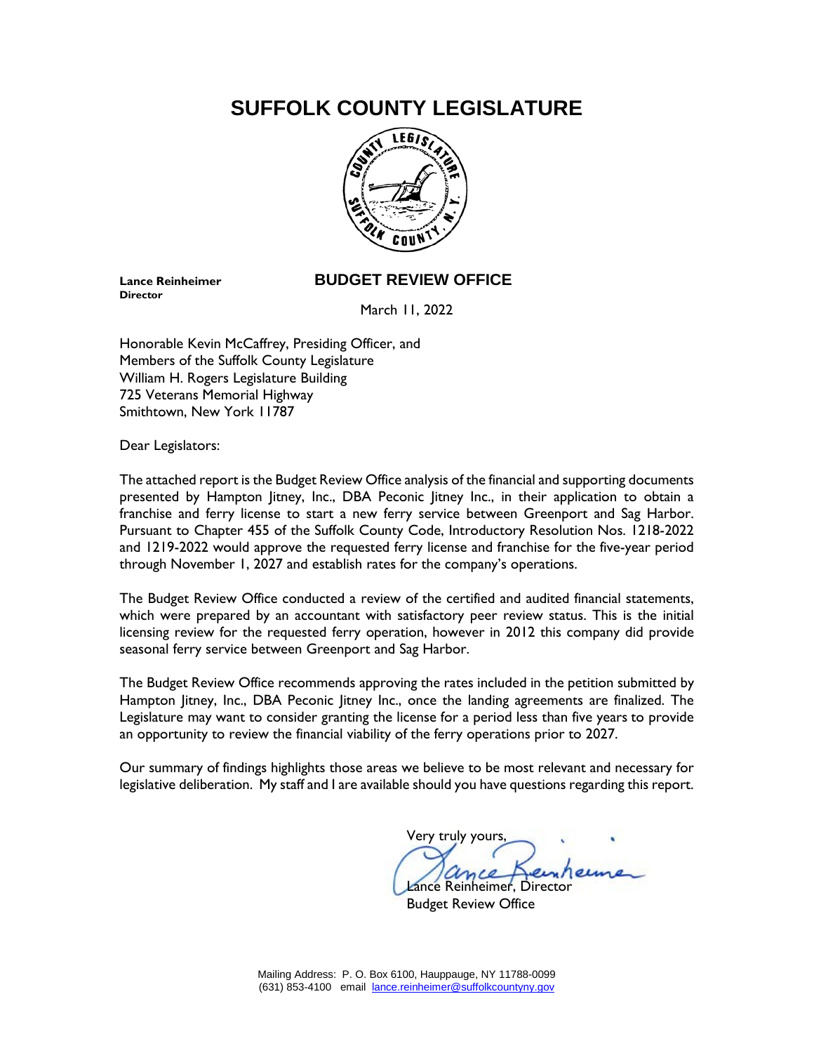# SUFFOLK COUNTY LEGISLATURE

**Lance Reinheimer**
**Director**

## BUDGET REVIEW OFFICE

March 11, 2022

Honorable Kevin McCaffrey, Presiding Officer, and
Members of the Suffolk County Legislature
William H. Rogers Legislature Building
725 Veterans Memorial Highway
Smithtown, New York 11787

Dear Legislators:

The attached report is the Budget Review Office analysis of the financial and supporting documents presented by Hampton Jitney, Inc., DBA Peconic Jitney Inc., in their application to obtain a franchise and ferry license to start a new ferry service between Greenport and Sag Harbor. Pursuant to Chapter 455 of the Suffolk County Code, Introductory Resolution Nos. 1218-2022 and 1219-2022 would approve the requested ferry license and franchise for the five-year period through November 1, 2027 and establish rates for the company's operations.

The Budget Review Office conducted a review of the certified and audited financial statements, which were prepared by an accountant with satisfactory peer review status. This is the initial licensing review for the requested ferry operation, however in 2012 this company did provide seasonal ferry service between Greenport and Sag Harbor.

The Budget Review Office recommends approving the rates included in the petition submitted by Hampton Jitney, Inc., DBA Peconic Jitney Inc., once the landing agreements are finalized. The Legislature may want to consider granting the license for a period less than five years to provide an opportunity to review the financial viability of the ferry operations prior to 2027.

Our summary of findings highlights those areas we believe to be most relevant and necessary for legislative deliberation. My staff and I are available should you have questions regarding this report.

Very truly yours,

Lance Reinheimer, Director
Budget Review Office

Mailing Address: P. O. Box 6100, Hauppauge, NY 11788-0099
(631) 853-4100 email lance.reinheimer@suffolkcountyny.gov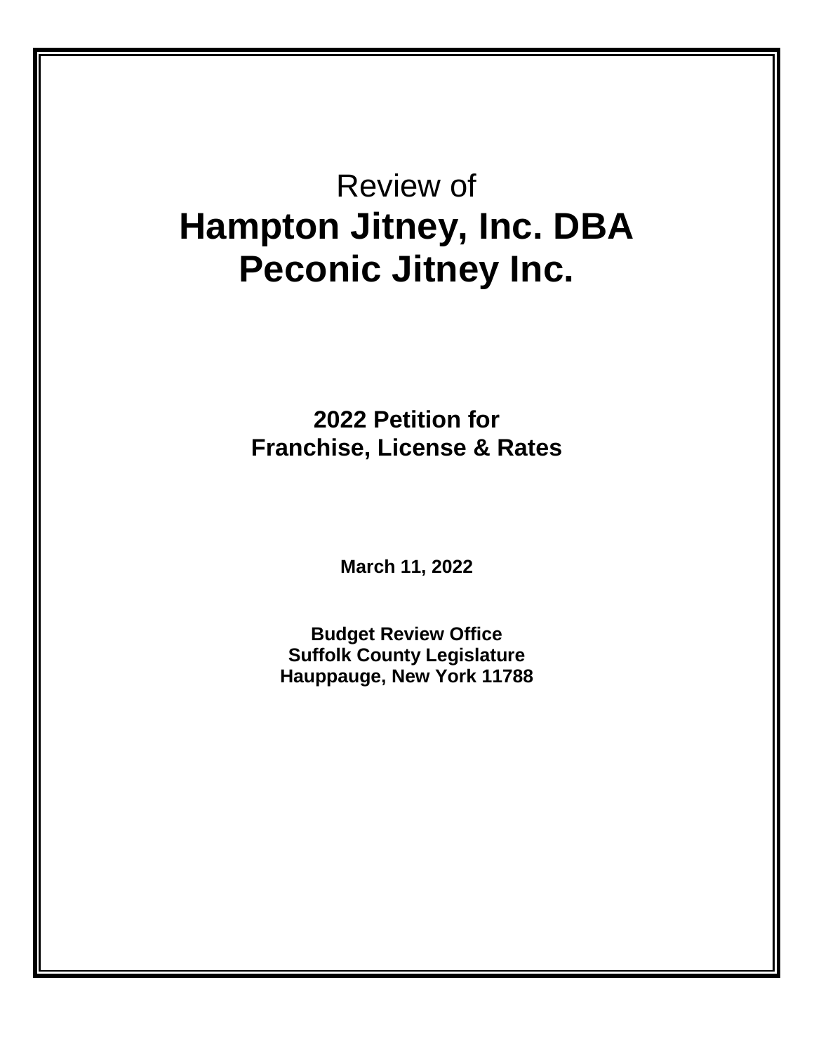# Review of
# **Hampton Jitney, Inc. DBA Peconic Jitney Inc.**

## **2022 Petition for Franchise, License & Rates**

**March 11, 2022**

**Budget Review Office**
**Suffolk County Legislature**
**Hauppauge, New York 11788**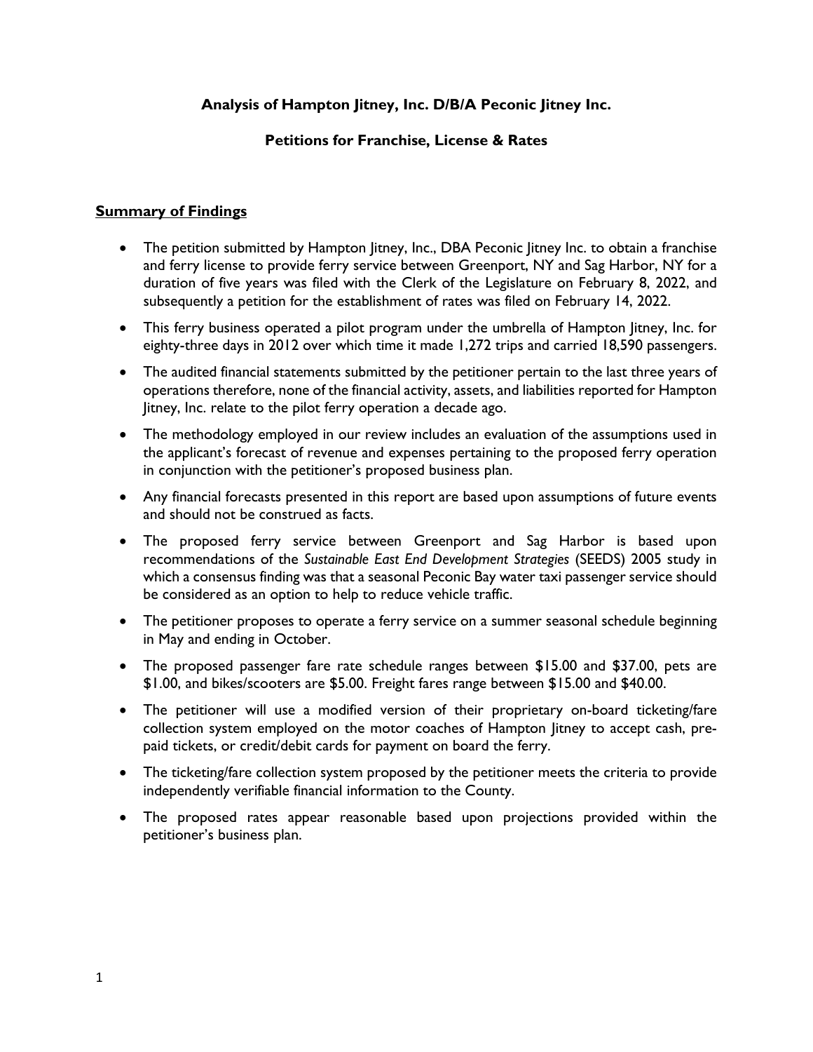**Analysis of Hampton Jitney, Inc. D/B/A Peconic Jitney Inc.**

**Petitions for Franchise, License & Rates**

## Summary of Findings

- The petition submitted by Hampton Jitney, Inc., DBA Peconic Jitney Inc. to obtain a franchise and ferry license to provide ferry service between Greenport, NY and Sag Harbor, NY for a duration of five years was filed with the Clerk of the Legislature on February 8, 2022, and subsequently a petition for the establishment of rates was filed on February 14, 2022.
- This ferry business operated a pilot program under the umbrella of Hampton Jitney, Inc. for eighty-three days in 2012 over which time it made 1,272 trips and carried 18,590 passengers.
- The audited financial statements submitted by the petitioner pertain to the last three years of operations therefore, none of the financial activity, assets, and liabilities reported for Hampton Jitney, Inc. relate to the pilot ferry operation a decade ago.
- The methodology employed in our review includes an evaluation of the assumptions used in the applicant's forecast of revenue and expenses pertaining to the proposed ferry operation in conjunction with the petitioner's proposed business plan.
- Any financial forecasts presented in this report are based upon assumptions of future events and should not be construed as facts.
- The proposed ferry service between Greenport and Sag Harbor is based upon recommendations of the *Sustainable East End Development Strategies* (SEEDS) 2005 study in which a consensus finding was that a seasonal Peconic Bay water taxi passenger service should be considered as an option to help to reduce vehicle traffic.
- The petitioner proposes to operate a ferry service on a summer seasonal schedule beginning in May and ending in October.
- The proposed passenger fare rate schedule ranges between $15.00 and $37.00, pets are $1.00, and bikes/scooters are $5.00. Freight fares range between $15.00 and $40.00.
- The petitioner will use a modified version of their proprietary on-board ticketing/fare collection system employed on the motor coaches of Hampton Jitney to accept cash, pre-paid tickets, or credit/debit cards for payment on board the ferry.
- The ticketing/fare collection system proposed by the petitioner meets the criteria to provide independently verifiable financial information to the County.
- The proposed rates appear reasonable based upon projections provided within the petitioner's business plan.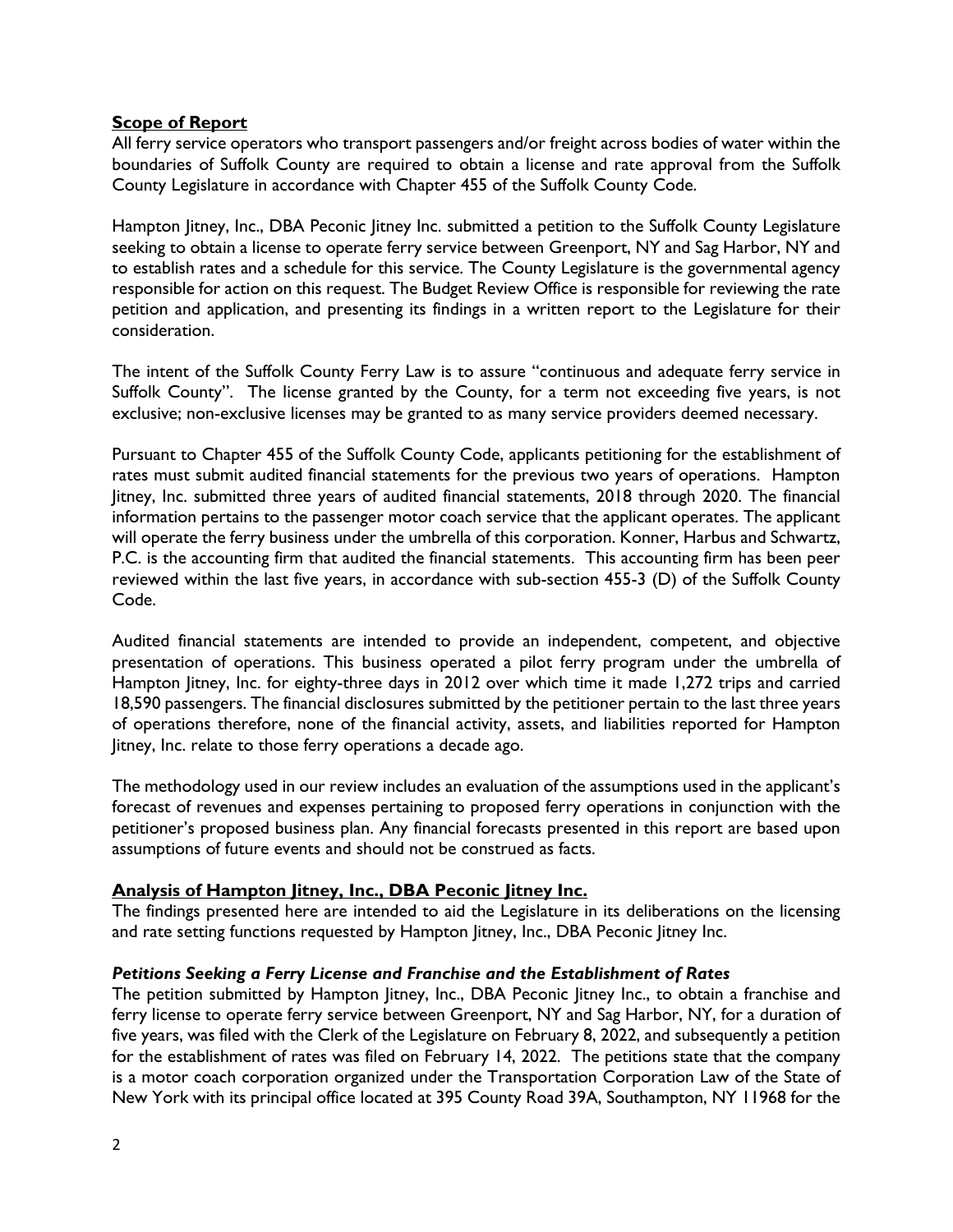## Scope of Report

All ferry service operators who transport passengers and/or freight across bodies of water within the boundaries of Suffolk County are required to obtain a license and rate approval from the Suffolk County Legislature in accordance with Chapter 455 of the Suffolk County Code.

Hampton Jitney, Inc., DBA Peconic Jitney Inc. submitted a petition to the Suffolk County Legislature seeking to obtain a license to operate ferry service between Greenport, NY and Sag Harbor, NY and to establish rates and a schedule for this service. The County Legislature is the governmental agency responsible for action on this request. The Budget Review Office is responsible for reviewing the rate petition and application, and presenting its findings in a written report to the Legislature for their consideration.

The intent of the Suffolk County Ferry Law is to assure "continuous and adequate ferry service in Suffolk County". The license granted by the County, for a term not exceeding five years, is not exclusive; non-exclusive licenses may be granted to as many service providers deemed necessary.

Pursuant to Chapter 455 of the Suffolk County Code, applicants petitioning for the establishment of rates must submit audited financial statements for the previous two years of operations. Hampton Jitney, Inc. submitted three years of audited financial statements, 2018 through 2020. The financial information pertains to the passenger motor coach service that the applicant operates. The applicant will operate the ferry business under the umbrella of this corporation. Konner, Harbus and Schwartz, P.C. is the accounting firm that audited the financial statements. This accounting firm has been peer reviewed within the last five years, in accordance with sub-section 455-3 (D) of the Suffolk County Code.

Audited financial statements are intended to provide an independent, competent, and objective presentation of operations. This business operated a pilot ferry program under the umbrella of Hampton Jitney, Inc. for eighty-three days in 2012 over which time it made 1,272 trips and carried 18,590 passengers. The financial disclosures submitted by the petitioner pertain to the last three years of operations therefore, none of the financial activity, assets, and liabilities reported for Hampton Jitney, Inc. relate to those ferry operations a decade ago.

The methodology used in our review includes an evaluation of the assumptions used in the applicant's forecast of revenues and expenses pertaining to proposed ferry operations in conjunction with the petitioner's proposed business plan. Any financial forecasts presented in this report are based upon assumptions of future events and should not be construed as facts.

## Analysis of Hampton Jitney, Inc., DBA Peconic Jitney Inc.

The findings presented here are intended to aid the Legislature in its deliberations on the licensing and rate setting functions requested by Hampton Jitney, Inc., DBA Peconic Jitney Inc.

### *Petitions Seeking a Ferry License and Franchise and the Establishment of Rates*

The petition submitted by Hampton Jitney, Inc., DBA Peconic Jitney Inc., to obtain a franchise and ferry license to operate ferry service between Greenport, NY and Sag Harbor, NY, for a duration of five years, was filed with the Clerk of the Legislature on February 8, 2022, and subsequently a petition for the establishment of rates was filed on February 14, 2022. The petitions state that the company is a motor coach corporation organized under the Transportation Corporation Law of the State of New York with its principal office located at 395 County Road 39A, Southampton, NY 11968 for the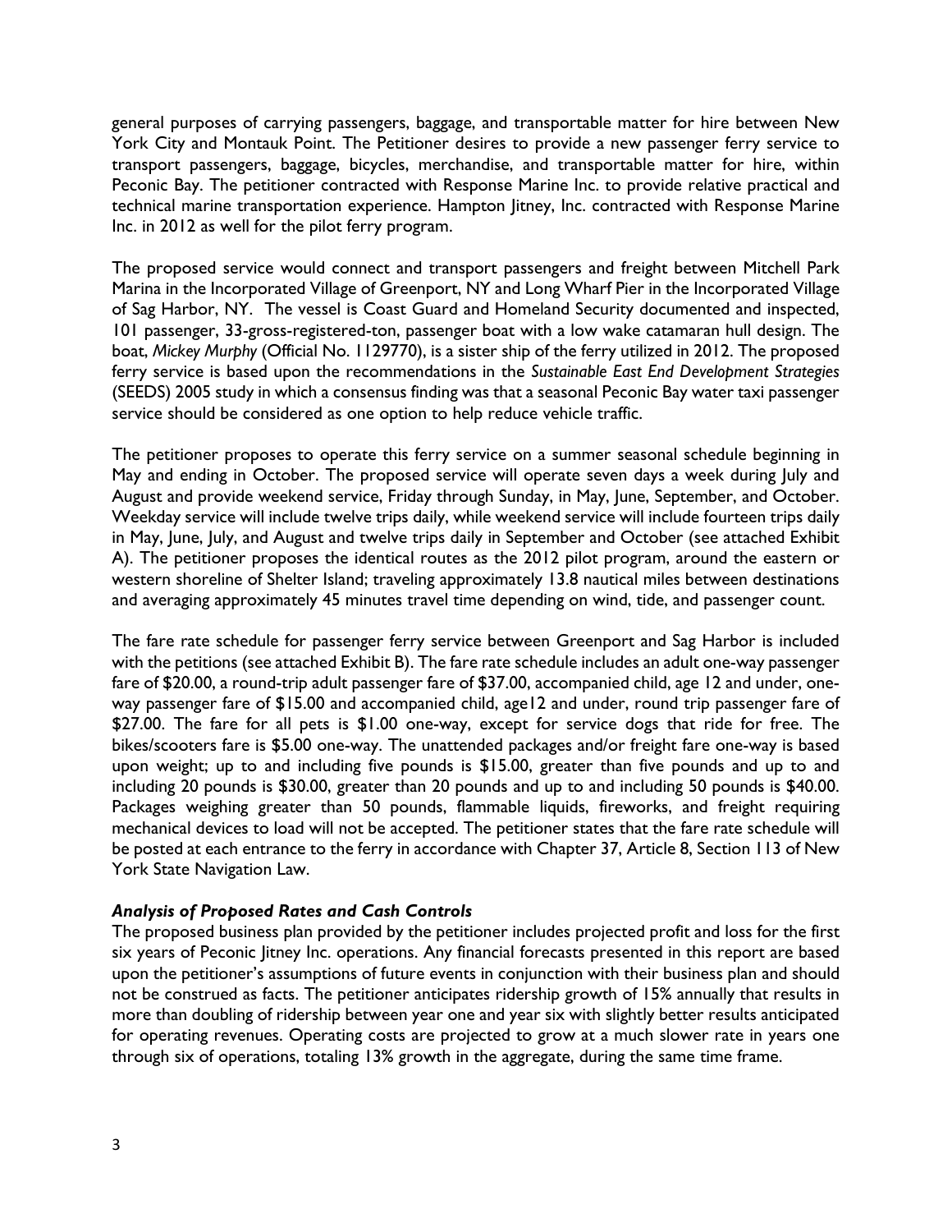general purposes of carrying passengers, baggage, and transportable matter for hire between New York City and Montauk Point. The Petitioner desires to provide a new passenger ferry service to transport passengers, baggage, bicycles, merchandise, and transportable matter for hire, within Peconic Bay. The petitioner contracted with Response Marine Inc. to provide relative practical and technical marine transportation experience. Hampton Jitney, Inc. contracted with Response Marine Inc. in 2012 as well for the pilot ferry program.

The proposed service would connect and transport passengers and freight between Mitchell Park Marina in the Incorporated Village of Greenport, NY and Long Wharf Pier in the Incorporated Village of Sag Harbor, NY. The vessel is Coast Guard and Homeland Security documented and inspected, 101 passenger, 33-gross-registered-ton, passenger boat with a low wake catamaran hull design. The boat, *Mickey Murphy* (Official No. 1129770), is a sister ship of the ferry utilized in 2012. The proposed ferry service is based upon the recommendations in the *Sustainable East End Development Strategies* (SEEDS) 2005 study in which a consensus finding was that a seasonal Peconic Bay water taxi passenger service should be considered as one option to help reduce vehicle traffic.

The petitioner proposes to operate this ferry service on a summer seasonal schedule beginning in May and ending in October. The proposed service will operate seven days a week during July and August and provide weekend service, Friday through Sunday, in May, June, September, and October. Weekday service will include twelve trips daily, while weekend service will include fourteen trips daily in May, June, July, and August and twelve trips daily in September and October (see attached Exhibit A). The petitioner proposes the identical routes as the 2012 pilot program, around the eastern or western shoreline of Shelter Island; traveling approximately 13.8 nautical miles between destinations and averaging approximately 45 minutes travel time depending on wind, tide, and passenger count.

The fare rate schedule for passenger ferry service between Greenport and Sag Harbor is included with the petitions (see attached Exhibit B). The fare rate schedule includes an adult one-way passenger fare of $20.00, a round-trip adult passenger fare of $37.00, accompanied child, age 12 and under, one-way passenger fare of $15.00 and accompanied child, age12 and under, round trip passenger fare of $27.00. The fare for all pets is $1.00 one-way, except for service dogs that ride for free. The bikes/scooters fare is $5.00 one-way. The unattended packages and/or freight fare one-way is based upon weight; up to and including five pounds is $15.00, greater than five pounds and up to and including 20 pounds is $30.00, greater than 20 pounds and up to and including 50 pounds is $40.00. Packages weighing greater than 50 pounds, flammable liquids, fireworks, and freight requiring mechanical devices to load will not be accepted. The petitioner states that the fare rate schedule will be posted at each entrance to the ferry in accordance with Chapter 37, Article 8, Section 113 of New York State Navigation Law.

### *Analysis of Proposed Rates and Cash Controls*

The proposed business plan provided by the petitioner includes projected profit and loss for the first six years of Peconic Jitney Inc. operations. Any financial forecasts presented in this report are based upon the petitioner's assumptions of future events in conjunction with their business plan and should not be construed as facts. The petitioner anticipates ridership growth of 15% annually that results in more than doubling of ridership between year one and year six with slightly better results anticipated for operating revenues. Operating costs are projected to grow at a much slower rate in years one through six of operations, totaling 13% growth in the aggregate, during the same time frame.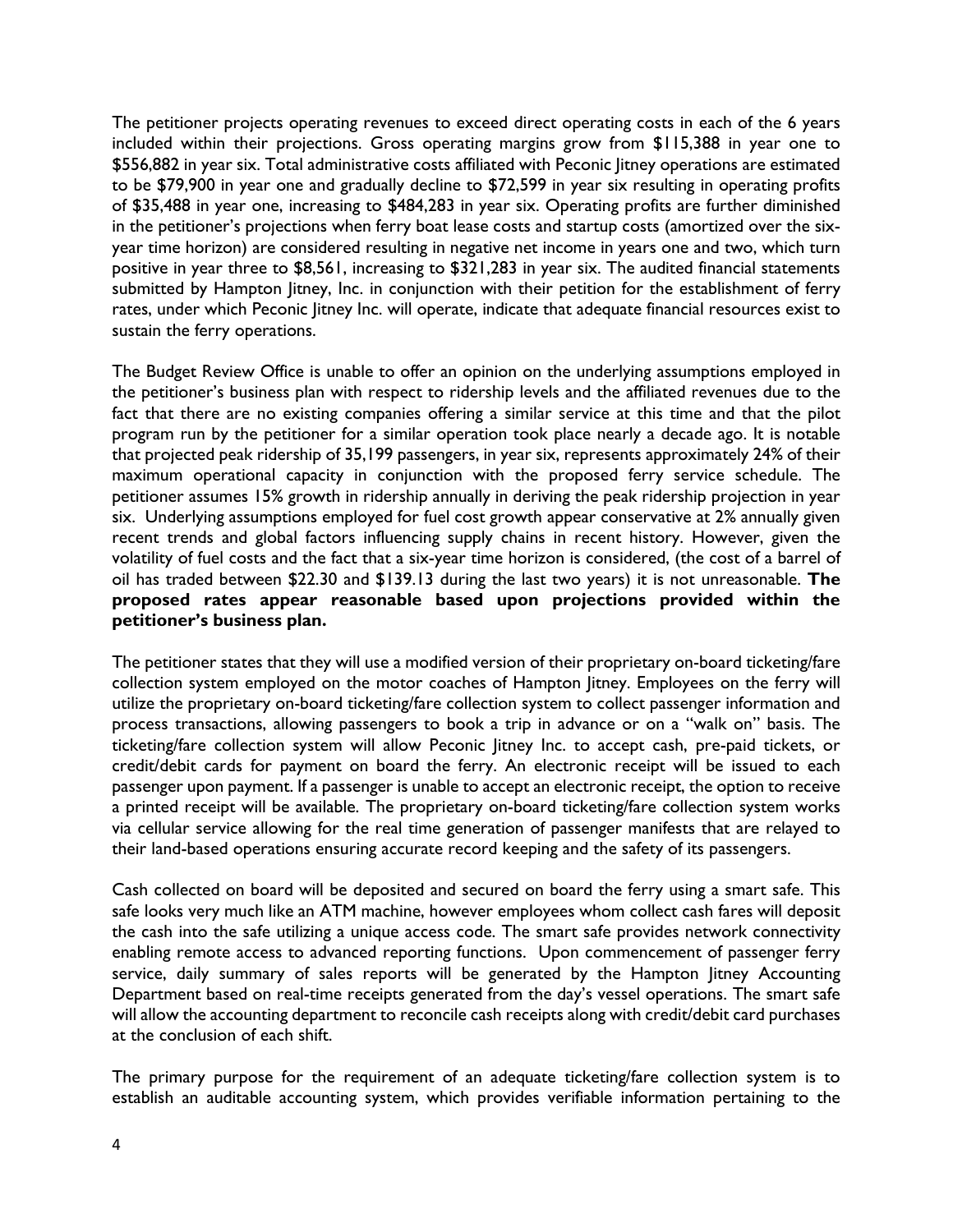The petitioner projects operating revenues to exceed direct operating costs in each of the 6 years included within their projections. Gross operating margins grow from $115,388 in year one to $556,882 in year six. Total administrative costs affiliated with Peconic Jitney operations are estimated to be $79,900 in year one and gradually decline to $72,599 in year six resulting in operating profits of $35,488 in year one, increasing to $484,283 in year six. Operating profits are further diminished in the petitioner's projections when ferry boat lease costs and startup costs (amortized over the six-year time horizon) are considered resulting in negative net income in years one and two, which turn positive in year three to $8,561, increasing to $321,283 in year six. The audited financial statements submitted by Hampton Jitney, Inc. in conjunction with their petition for the establishment of ferry rates, under which Peconic Jitney Inc. will operate, indicate that adequate financial resources exist to sustain the ferry operations.

The Budget Review Office is unable to offer an opinion on the underlying assumptions employed in the petitioner's business plan with respect to ridership levels and the affiliated revenues due to the fact that there are no existing companies offering a similar service at this time and that the pilot program run by the petitioner for a similar operation took place nearly a decade ago. It is notable that projected peak ridership of 35,199 passengers, in year six, represents approximately 24% of their maximum operational capacity in conjunction with the proposed ferry service schedule. The petitioner assumes 15% growth in ridership annually in deriving the peak ridership projection in year six. Underlying assumptions employed for fuel cost growth appear conservative at 2% annually given recent trends and global factors influencing supply chains in recent history. However, given the volatility of fuel costs and the fact that a six-year time horizon is considered, (the cost of a barrel of oil has traded between $22.30 and $139.13 during the last two years) it is not unreasonable. **The proposed rates appear reasonable based upon projections provided within the petitioner's business plan.**

The petitioner states that they will use a modified version of their proprietary on-board ticketing/fare collection system employed on the motor coaches of Hampton Jitney. Employees on the ferry will utilize the proprietary on-board ticketing/fare collection system to collect passenger information and process transactions, allowing passengers to book a trip in advance or on a "walk on" basis. The ticketing/fare collection system will allow Peconic Jitney Inc. to accept cash, pre-paid tickets, or credit/debit cards for payment on board the ferry. An electronic receipt will be issued to each passenger upon payment. If a passenger is unable to accept an electronic receipt, the option to receive a printed receipt will be available. The proprietary on-board ticketing/fare collection system works via cellular service allowing for the real time generation of passenger manifests that are relayed to their land-based operations ensuring accurate record keeping and the safety of its passengers.

Cash collected on board will be deposited and secured on board the ferry using a smart safe. This safe looks very much like an ATM machine, however employees whom collect cash fares will deposit the cash into the safe utilizing a unique access code. The smart safe provides network connectivity enabling remote access to advanced reporting functions. Upon commencement of passenger ferry service, daily summary of sales reports will be generated by the Hampton Jitney Accounting Department based on real-time receipts generated from the day's vessel operations. The smart safe will allow the accounting department to reconcile cash receipts along with credit/debit card purchases at the conclusion of each shift.

The primary purpose for the requirement of an adequate ticketing/fare collection system is to establish an auditable accounting system, which provides verifiable information pertaining to the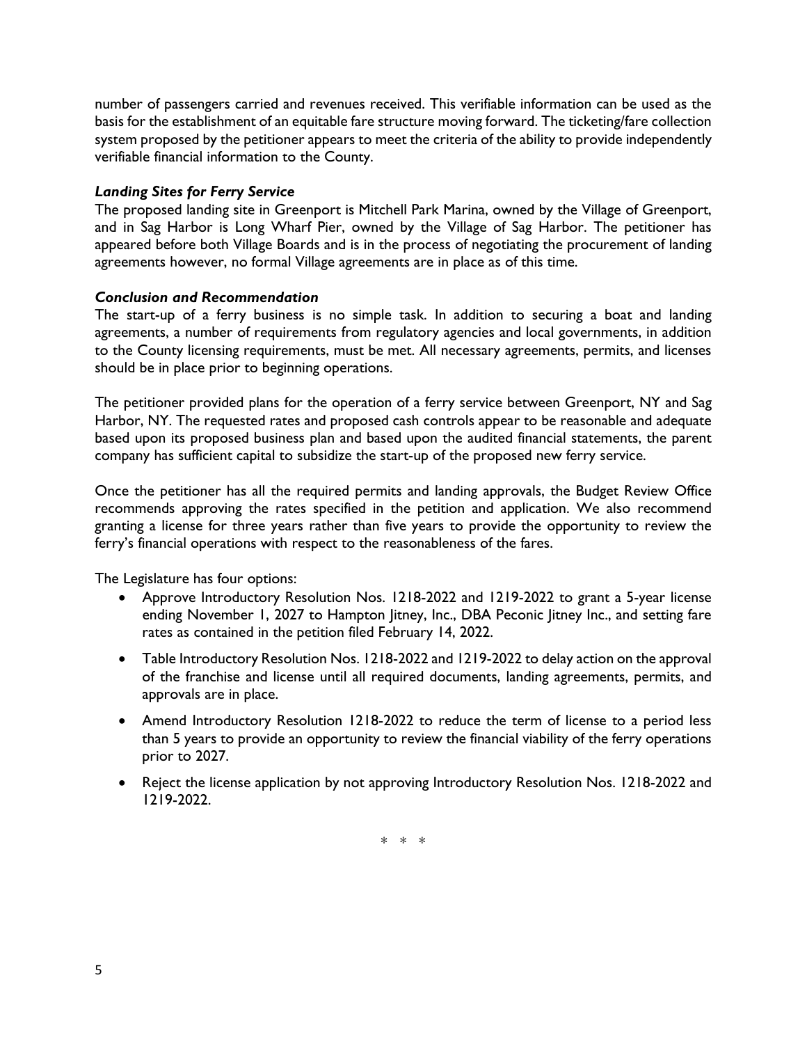number of passengers carried and revenues received. This verifiable information can be used as the basis for the establishment of an equitable fare structure moving forward. The ticketing/fare collection system proposed by the petitioner appears to meet the criteria of the ability to provide independently verifiable financial information to the County.

### *Landing Sites for Ferry Service*

The proposed landing site in Greenport is Mitchell Park Marina, owned by the Village of Greenport, and in Sag Harbor is Long Wharf Pier, owned by the Village of Sag Harbor. The petitioner has appeared before both Village Boards and is in the process of negotiating the procurement of landing agreements however, no formal Village agreements are in place as of this time.

### *Conclusion and Recommendation*

The start-up of a ferry business is no simple task. In addition to securing a boat and landing agreements, a number of requirements from regulatory agencies and local governments, in addition to the County licensing requirements, must be met. All necessary agreements, permits, and licenses should be in place prior to beginning operations.

The petitioner provided plans for the operation of a ferry service between Greenport, NY and Sag Harbor, NY. The requested rates and proposed cash controls appear to be reasonable and adequate based upon its proposed business plan and based upon the audited financial statements, the parent company has sufficient capital to subsidize the start-up of the proposed new ferry service.

Once the petitioner has all the required permits and landing approvals, the Budget Review Office recommends approving the rates specified in the petition and application. We also recommend granting a license for three years rather than five years to provide the opportunity to review the ferry's financial operations with respect to the reasonableness of the fares.

The Legislature has four options:

- Approve Introductory Resolution Nos. 1218-2022 and 1219-2022 to grant a 5-year license ending November 1, 2027 to Hampton Jitney, Inc., DBA Peconic Jitney Inc., and setting fare rates as contained in the petition filed February 14, 2022.
- Table Introductory Resolution Nos. 1218-2022 and 1219-2022 to delay action on the approval of the franchise and license until all required documents, landing agreements, permits, and approvals are in place.
- Amend Introductory Resolution 1218-2022 to reduce the term of license to a period less than 5 years to provide an opportunity to review the financial viability of the ferry operations prior to 2027.
- Reject the license application by not approving Introductory Resolution Nos. 1218-2022 and 1219-2022.

\* \* \*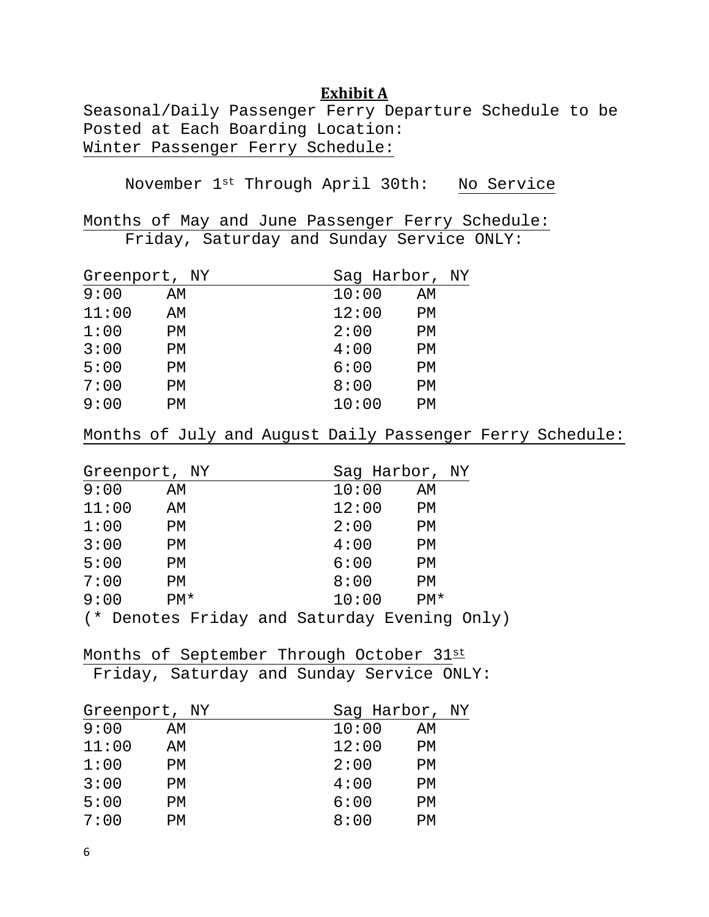## Exhibit A

Seasonal/Daily Passenger Ferry Departure Schedule to be Posted at Each Boarding Location:

Winter Passenger Ferry Schedule:

November 1st Through April 30th: No Service

Months of May and June Passenger Ferry Schedule:

Friday, Saturday and Sunday Service ONLY:

| Greenport, NY | Sag Harbor, NY |
|---|---|
| 9:00 AM | 10:00 AM |
| 11:00 AM | 12:00 PM |
| 1:00 PM | 2:00 PM |
| 3:00 PM | 4:00 PM |
| 5:00 PM | 6:00 PM |
| 7:00 PM | 8:00 PM |
| 9:00 PM | 10:00 PM |

Months of July and August Daily Passenger Ferry Schedule:

| Greenport, NY | Sag Harbor, NY |
|---|---|
| 9:00 AM | 10:00 AM |
| 11:00 AM | 12:00 PM |
| 1:00 PM | 2:00 PM |
| 3:00 PM | 4:00 PM |
| 5:00 PM | 6:00 PM |
| 7:00 PM | 8:00 PM |
| 9:00 PM* | 10:00 PM* |

(* Denotes Friday and Saturday Evening Only)

Months of September Through October 31st

Friday, Saturday and Sunday Service ONLY:

| Greenport, NY | Sag Harbor, NY |
|---|---|
| 9:00 AM | 10:00 AM |
| 11:00 AM | 12:00 PM |
| 1:00 PM | 2:00 PM |
| 3:00 PM | 4:00 PM |
| 5:00 PM | 6:00 PM |
| 7:00 PM | 8:00 PM |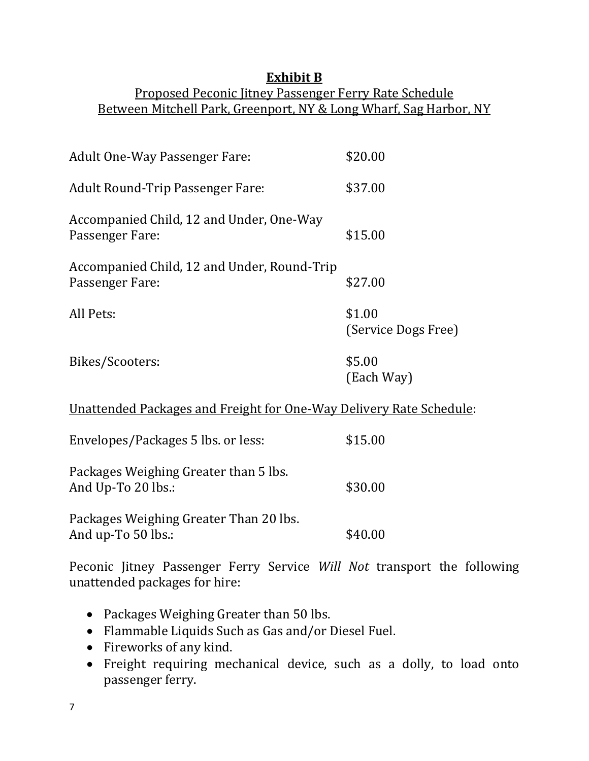# **Exhibit B**

Proposed Peconic Jitney Passenger Ferry Rate Schedule
Between Mitchell Park, Greenport, NY & Long Wharf, Sag Harbor, NY

| | |
|---|---|
| Adult One-Way Passenger Fare: | $20.00 |
| Adult Round-Trip Passenger Fare: | $37.00 |
| Accompanied Child, 12 and Under, One-Way Passenger Fare: | $15.00 |
| Accompanied Child, 12 and Under, Round-Trip Passenger Fare: | $27.00 |
| All Pets: | $1.00 (Service Dogs Free) |
| Bikes/Scooters: | $5.00 (Each Way) |

Unattended Packages and Freight for One-Way Delivery Rate Schedule:

| | |
|---|---|
| Envelopes/Packages 5 lbs. or less: | $15.00 |
| Packages Weighing Greater than 5 lbs. And Up-To 20 lbs.: | $30.00 |
| Packages Weighing Greater Than 20 lbs. And up-To 50 lbs.: | $40.00 |

Peconic Jitney Passenger Ferry Service *Will Not* transport the following unattended packages for hire:

- Packages Weighing Greater than 50 lbs.
- Flammable Liquids Such as Gas and/or Diesel Fuel.
- Fireworks of any kind.
- Freight requiring mechanical device, such as a dolly, to load onto passenger ferry.